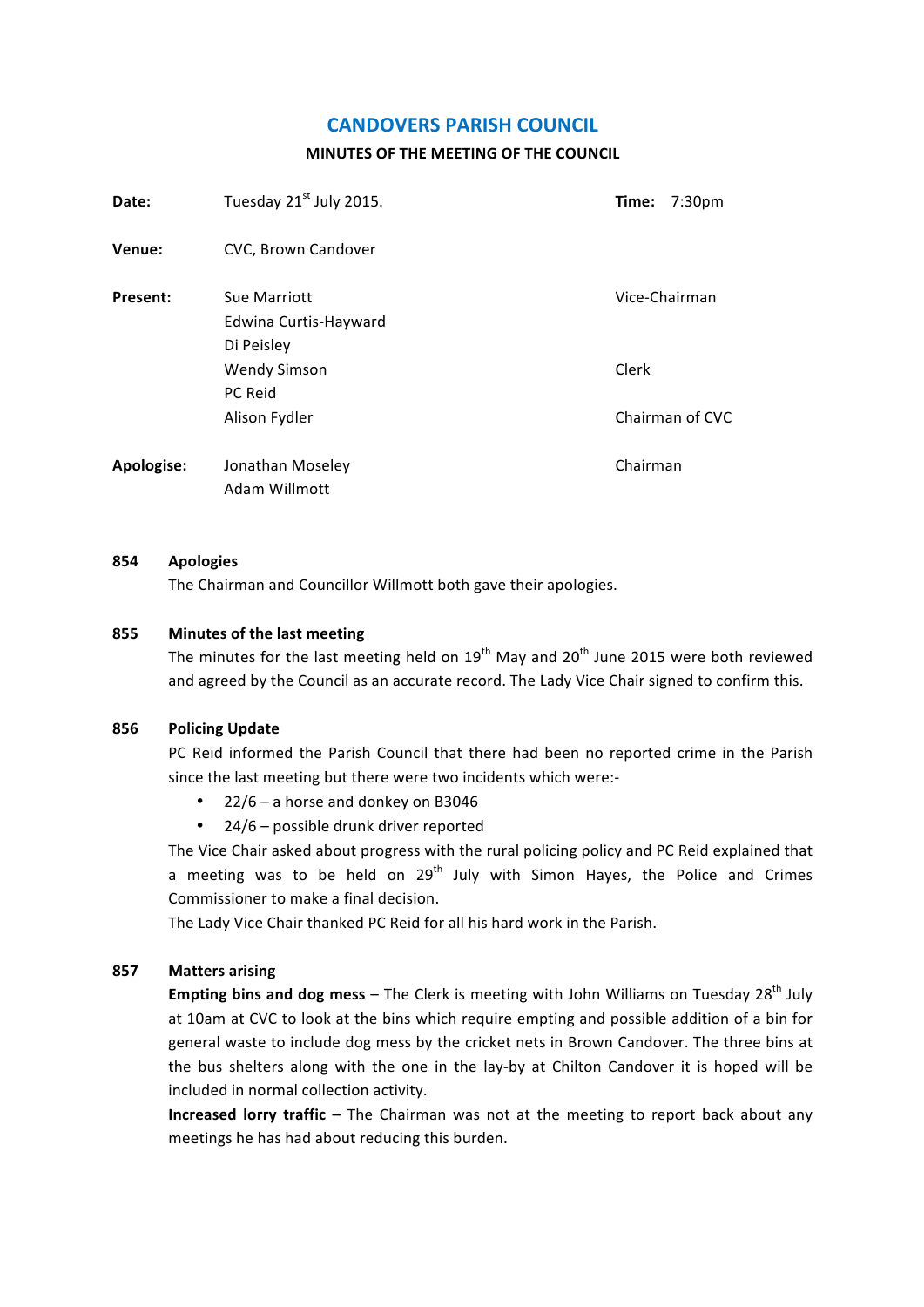# CANDOVERS PARISH COUNCIL

## MINUTES OF THE MEETING OF THE COUNCIL

| | | | |
|---|---|---|---|
| **Date:** | Tuesday 21st July 2015. | **Time:** | 7:30pm |
| **Venue:** | CVC, Brown Candover | | |
| **Present:** | Sue Marriott | Vice-Chairman | |
| | Edwina Curtis-Hayward | | |
| | Di Peisley | | |
| | Wendy Simson | Clerk | |
| | PC Reid | | |
| | Alison Fydler | Chairman of CVC | |
| **Apologise:** | Jonathan Moseley | Chairman | |
| | Adam Willmott | | |

**854 Apologies**

The Chairman and Councillor Willmott both gave their apologies.

**855 Minutes of the last meeting**

The minutes for the last meeting held on 19th May and 20th June 2015 were both reviewed and agreed by the Council as an accurate record. The Lady Vice Chair signed to confirm this.

**856 Policing Update**

PC Reid informed the Parish Council that there had been no reported crime in the Parish since the last meeting but there were two incidents which were:-

- 22/6 – a horse and donkey on B3046
- 24/6 – possible drunk driver reported

The Vice Chair asked about progress with the rural policing policy and PC Reid explained that a meeting was to be held on 29th July with Simon Hayes, the Police and Crimes Commissioner to make a final decision.

The Lady Vice Chair thanked PC Reid for all his hard work in the Parish.

**857 Matters arising**

**Empting bins and dog mess** – The Clerk is meeting with John Williams on Tuesday 28th July at 10am at CVC to look at the bins which require empting and possible addition of a bin for general waste to include dog mess by the cricket nets in Brown Candover. The three bins at the bus shelters along with the one in the lay-by at Chilton Candover it is hoped will be included in normal collection activity.

**Increased lorry traffic** – The Chairman was not at the meeting to report back about any meetings he has had about reducing this burden.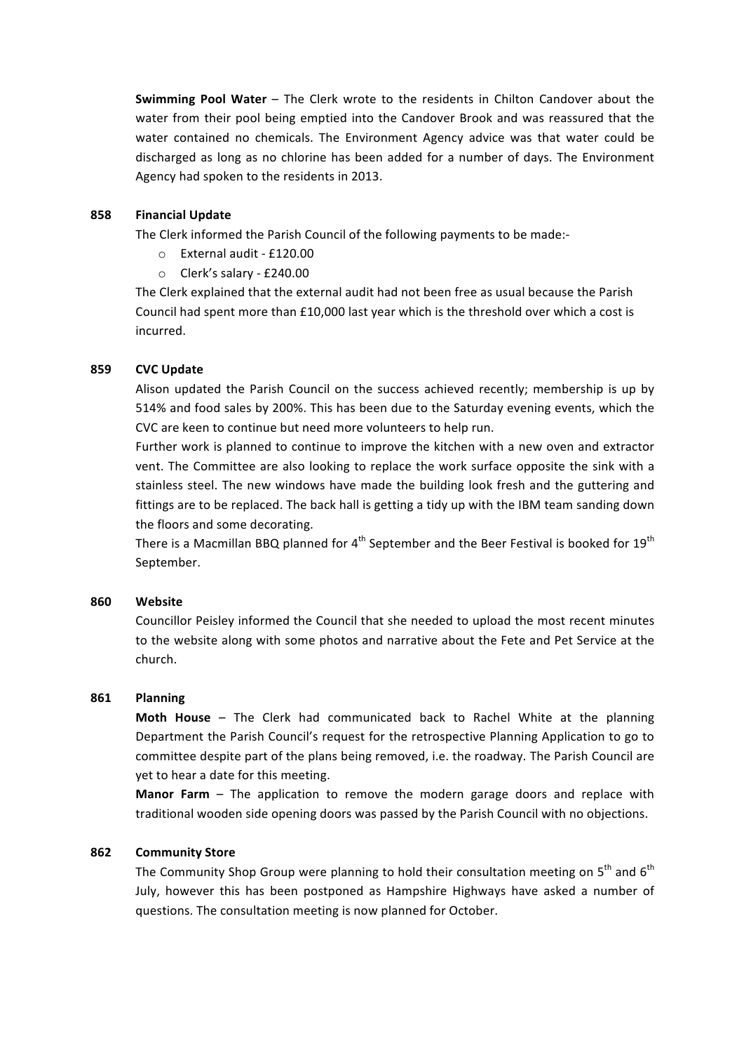**Swimming Pool Water** – The Clerk wrote to the residents in Chilton Candover about the water from their pool being emptied into the Candover Brook and was reassured that the water contained no chemicals. The Environment Agency advice was that water could be discharged as long as no chlorine has been added for a number of days. The Environment Agency had spoken to the residents in 2013.

**858 Financial Update**

The Clerk informed the Parish Council of the following payments to be made:-

- External audit - £120.00
- Clerk's salary - £240.00

The Clerk explained that the external audit had not been free as usual because the Parish Council had spent more than £10,000 last year which is the threshold over which a cost is incurred.

**859 CVC Update**

Alison updated the Parish Council on the success achieved recently; membership is up by 514% and food sales by 200%. This has been due to the Saturday evening events, which the CVC are keen to continue but need more volunteers to help run.

Further work is planned to continue to improve the kitchen with a new oven and extractor vent. The Committee are also looking to replace the work surface opposite the sink with a stainless steel. The new windows have made the building look fresh and the guttering and fittings are to be replaced. The back hall is getting a tidy up with the IBM team sanding down the floors and some decorating.

There is a Macmillan BBQ planned for 4th September and the Beer Festival is booked for 19th September.

**860 Website**

Councillor Peisley informed the Council that she needed to upload the most recent minutes to the website along with some photos and narrative about the Fete and Pet Service at the church.

**861 Planning**

**Moth House** – The Clerk had communicated back to Rachel White at the planning Department the Parish Council's request for the retrospective Planning Application to go to committee despite part of the plans being removed, i.e. the roadway. The Parish Council are yet to hear a date for this meeting.

**Manor Farm** – The application to remove the modern garage doors and replace with traditional wooden side opening doors was passed by the Parish Council with no objections.

**862 Community Store**

The Community Shop Group were planning to hold their consultation meeting on 5th and 6th July, however this has been postponed as Hampshire Highways have asked a number of questions. The consultation meeting is now planned for October.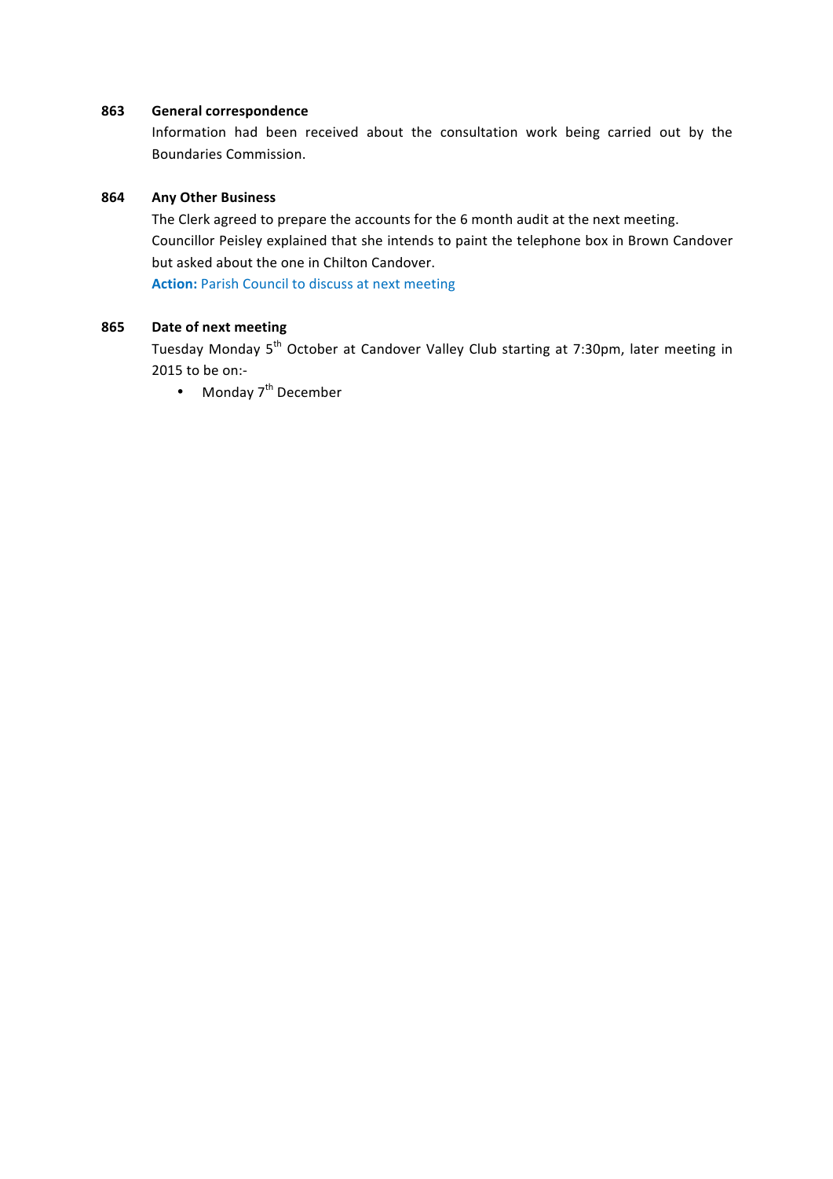**863 General correspondence**

Information had been received about the consultation work being carried out by the Boundaries Commission.

**864 Any Other Business**

The Clerk agreed to prepare the accounts for the 6 month audit at the next meeting.
Councillor Peisley explained that she intends to paint the telephone box in Brown Candover but asked about the one in Chilton Candover.

**Action:** Parish Council to discuss at next meeting

**865 Date of next meeting**

Tuesday Monday 5th October at Candover Valley Club starting at 7:30pm, later meeting in 2015 to be on:-

- Monday 7th December